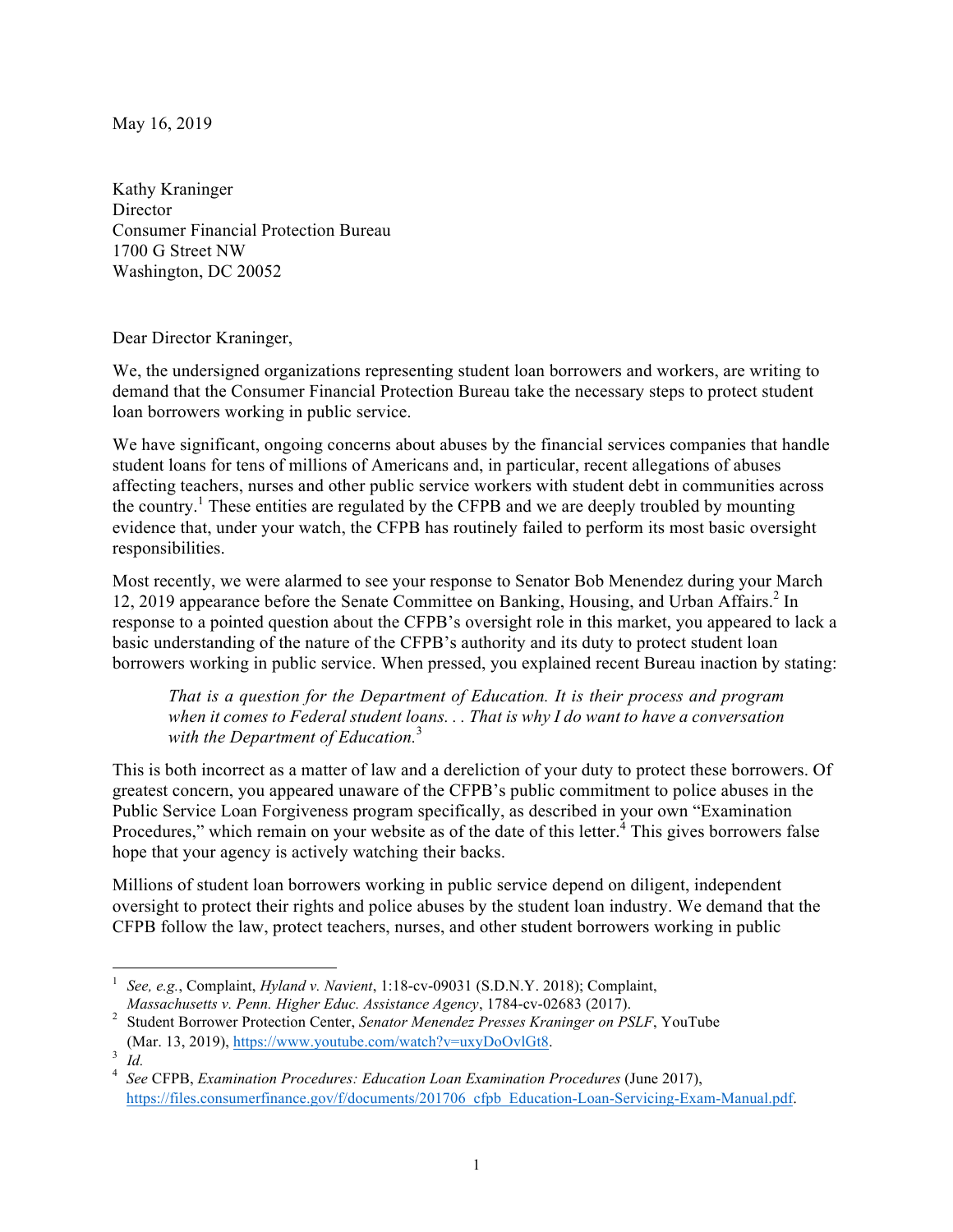May 16, 2019

Kathy Kraninger
Director
Consumer Financial Protection Bureau
1700 G Street NW
Washington, DC 20052

Dear Director Kraninger,

We, the undersigned organizations representing student loan borrowers and workers, are writing to demand that the Consumer Financial Protection Bureau take the necessary steps to protect student loan borrowers working in public service.

We have significant, ongoing concerns about abuses by the financial services companies that handle student loans for tens of millions of Americans and, in particular, recent allegations of abuses affecting teachers, nurses and other public service workers with student debt in communities across the country.[1] These entities are regulated by the CFPB and we are deeply troubled by mounting evidence that, under your watch, the CFPB has routinely failed to perform its most basic oversight responsibilities.

Most recently, we were alarmed to see your response to Senator Bob Menendez during your March 12, 2019 appearance before the Senate Committee on Banking, Housing, and Urban Affairs.[2] In response to a pointed question about the CFPB's oversight role in this market, you appeared to lack a basic understanding of the nature of the CFPB's authority and its duty to protect student loan borrowers working in public service. When pressed, you explained recent Bureau inaction by stating:

> *That is a question for the Department of Education. It is their process and program when it comes to Federal student loans. . . That is why I do want to have a conversation with the Department of Education.*[3]

This is both incorrect as a matter of law and a dereliction of your duty to protect these borrowers. Of greatest concern, you appeared unaware of the CFPB's public commitment to police abuses in the Public Service Loan Forgiveness program specifically, as described in your own "Examination Procedures," which remain on your website as of the date of this letter.[4] This gives borrowers false hope that your agency is actively watching their backs.

Millions of student loan borrowers working in public service depend on diligent, independent oversight to protect their rights and police abuses by the student loan industry. We demand that the CFPB follow the law, protect teachers, nurses, and other student borrowers working in public

---

[1] *See, e.g.*, Complaint, *Hyland v. Navient*, 1:18-cv-09031 (S.D.N.Y. 2018); Complaint, *Massachusetts v. Penn. Higher Educ. Assistance Agency*, 1784-cv-02683 (2017).

[2] Student Borrower Protection Center, *Senator Menendez Presses Kraninger on PSLF*, YouTube (Mar. 13, 2019), https://www.youtube.com/watch?v=uxyDoOvlGt8.

[3] *Id.*

[4] *See* CFPB, *Examination Procedures: Education Loan Examination Procedures* (June 2017), https://files.consumerfinance.gov/f/documents/201706_cfpb_Education-Loan-Servicing-Exam-Manual.pdf.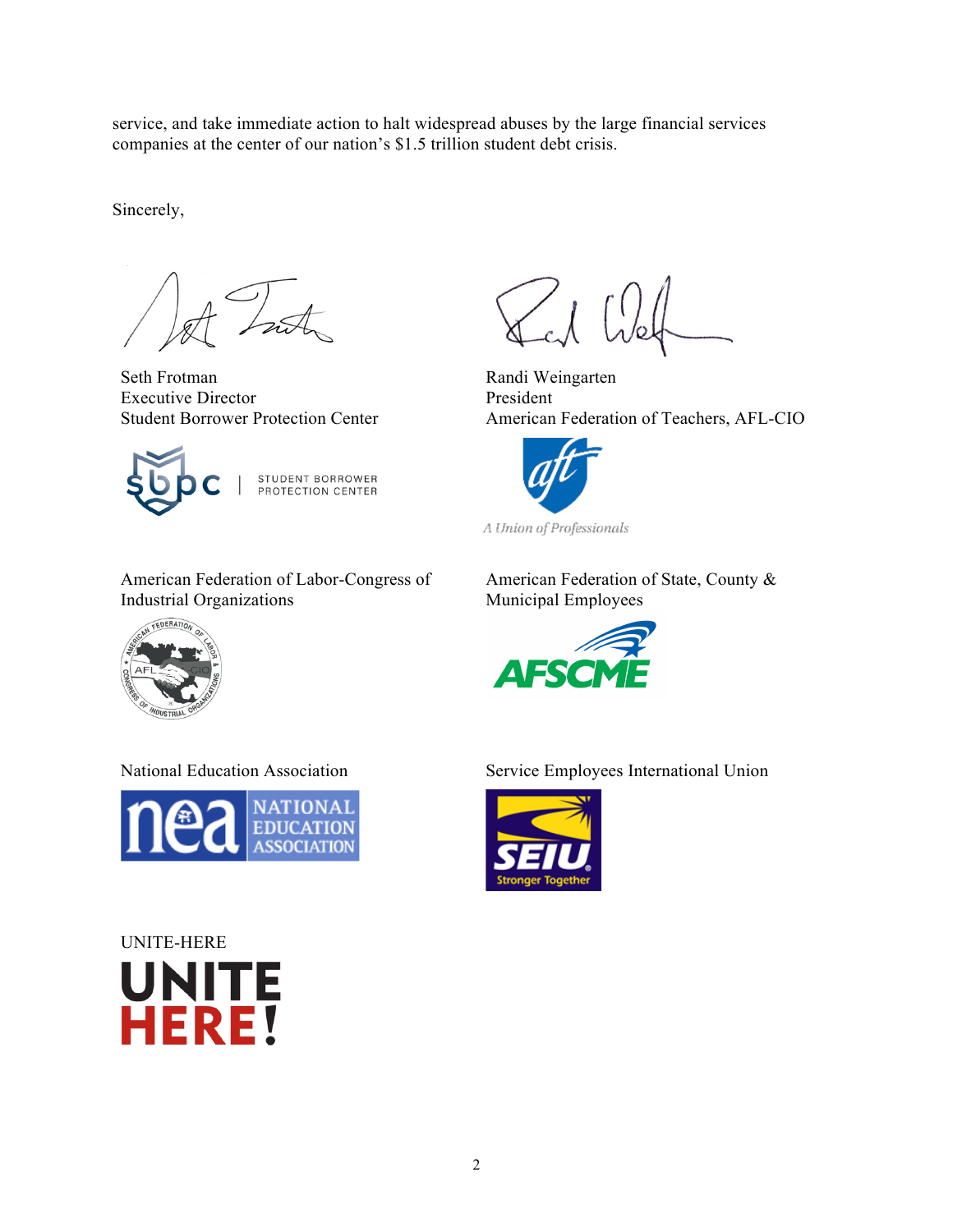service, and take immediate action to halt widespread abuses by the large financial services companies at the center of our nation's $1.5 trillion student debt crisis.

Sincerely,

Seth Frotman
Executive Director
Student Borrower Protection Center

Randi Weingarten
President
American Federation of Teachers, AFL-CIO

American Federation of Labor-Congress of Industrial Organizations

American Federation of State, County & Municipal Employees

National Education Association

Service Employees International Union

UNITE-HERE